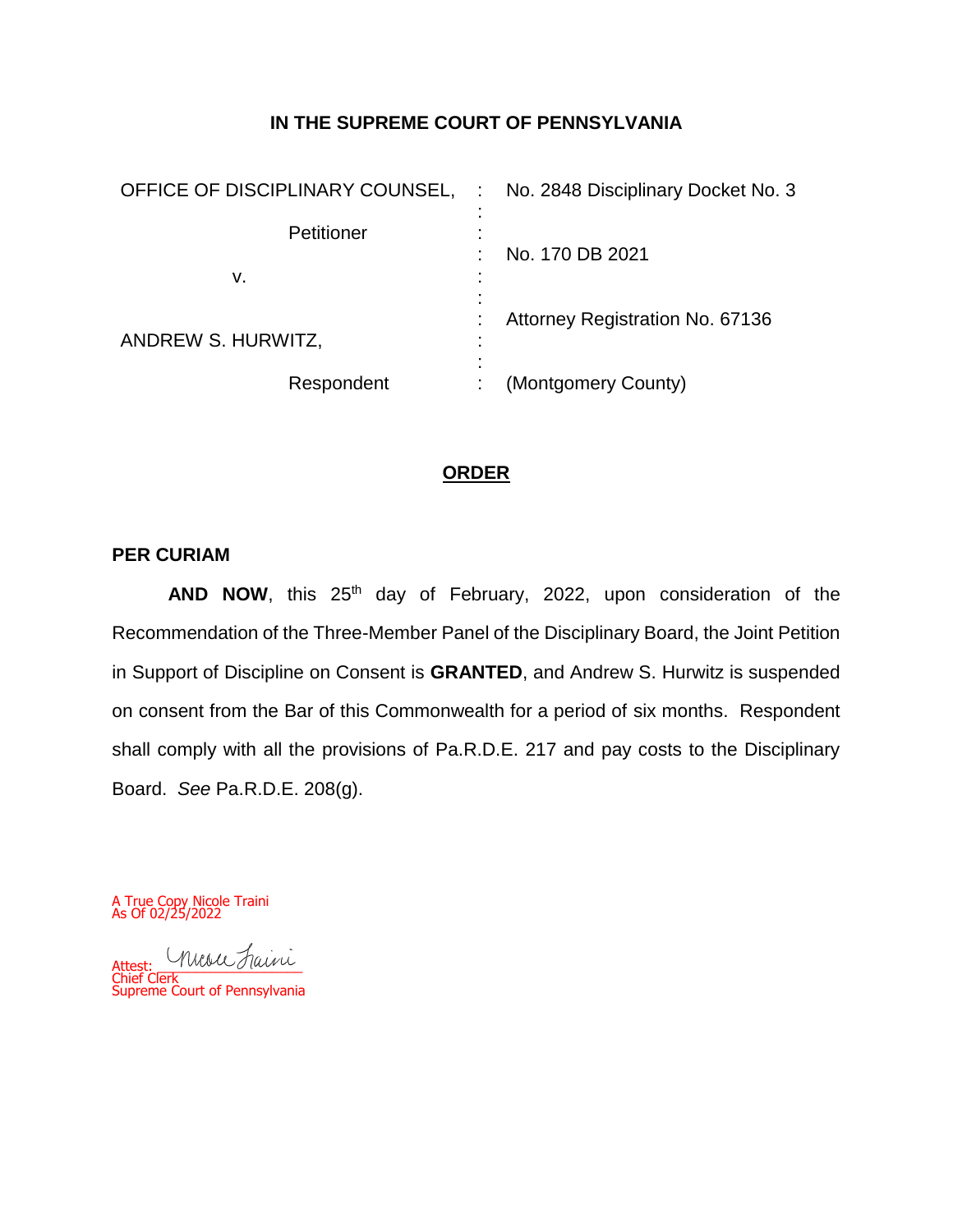# IN THE SUPREME COURT OF PENNSYLVANIA

| | | |
|---|---|---|
| OFFICE OF DISCIPLINARY COUNSEL, | : | No. 2848 Disciplinary Docket No. 3 |
| Petitioner | : | No. 170 DB 2021 |
| v. | : | |
| | : | Attorney Registration No. 67136 |
| ANDREW S. HURWITZ, | : | |
| Respondent | : | (Montgomery County) |

## ORDER

**PER CURIAM**

**AND NOW**, this 25th day of February, 2022, upon consideration of the Recommendation of the Three-Member Panel of the Disciplinary Board, the Joint Petition in Support of Discipline on Consent is **GRANTED**, and Andrew S. Hurwitz is suspended on consent from the Bar of this Commonwealth for a period of six months. Respondent shall comply with all the provisions of Pa.R.D.E. 217 and pay costs to the Disciplinary Board. *See* Pa.R.D.E. 208(g).

A True Copy Nicole Traini
As Of 02/25/2022

Attest: Nicole Traini
Chief Clerk
Supreme Court of Pennsylvania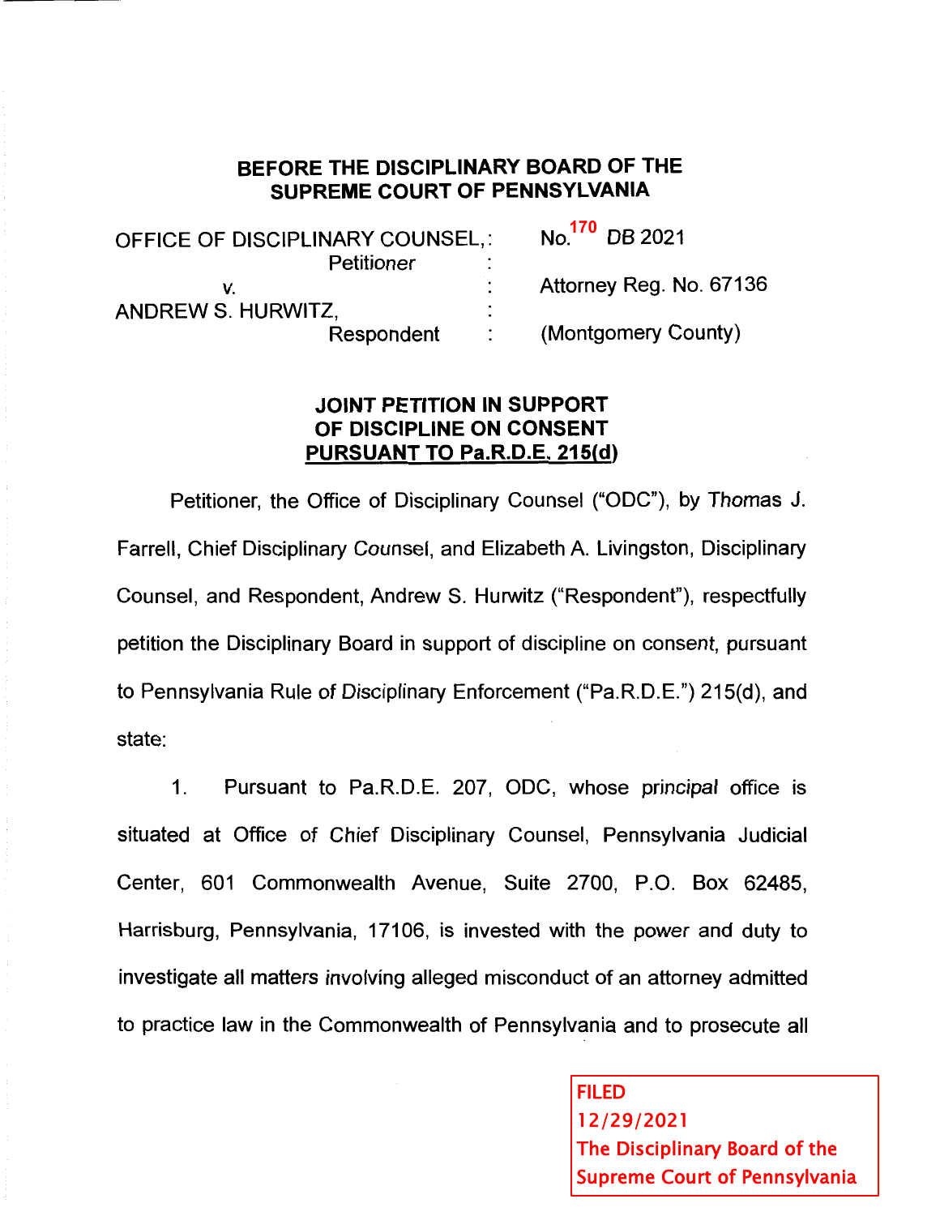## BEFORE THE DISCIPLINARY BOARD OF THE SUPREME COURT OF PENNSYLVANIA

| | | |
|---|---|---|
| OFFICE OF DISCIPLINARY COUNSEL, Petitioner | : | No. 170 DB 2021 |
| v. | : | Attorney Reg. No. 67136 |
| ANDREW S. HURWITZ, Respondent | : | (Montgomery County) |

### JOINT PETITION IN SUPPORT OF DISCIPLINE ON CONSENT PURSUANT TO Pa.R.D.E. 215(d)

Petitioner, the Office of Disciplinary Counsel ("ODC"), by Thomas J. Farrell, Chief Disciplinary Counsel, and Elizabeth A. Livingston, Disciplinary Counsel, and Respondent, Andrew S. Hurwitz ("Respondent"), respectfully petition the Disciplinary Board in support of discipline on consent, pursuant to Pennsylvania Rule of Disciplinary Enforcement ("Pa.R.D.E.") 215(d), and state:

1. Pursuant to Pa.R.D.E. 207, ODC, whose principal office is situated at Office of Chief Disciplinary Counsel, Pennsylvania Judicial Center, 601 Commonwealth Avenue, Suite 2700, P.O. Box 62485, Harrisburg, Pennsylvania, 17106, is invested with the power and duty to investigate all matters involving alleged misconduct of an attorney admitted to practice law in the Commonwealth of Pennsylvania and to prosecute all

FILED
12/29/2021
The Disciplinary Board of the Supreme Court of Pennsylvania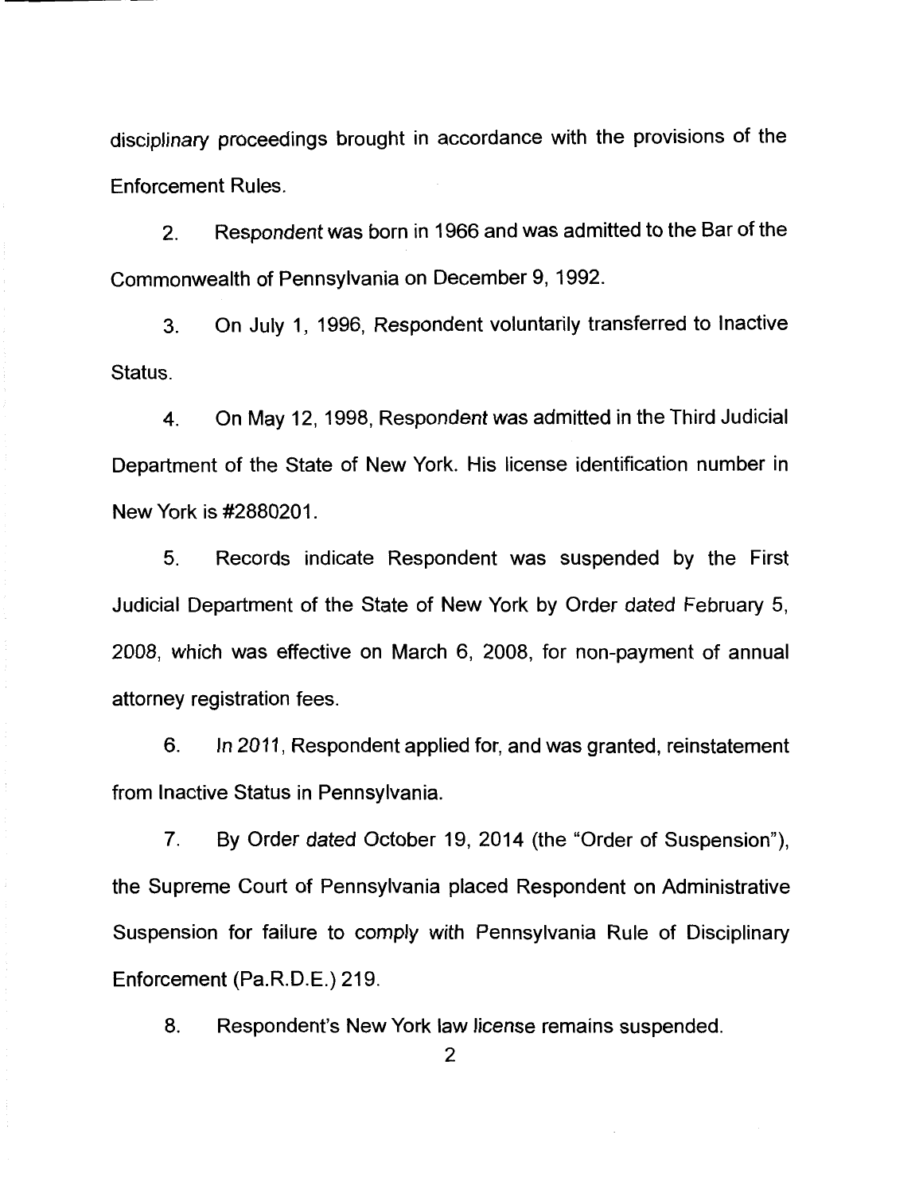disciplinary proceedings brought in accordance with the provisions of the Enforcement Rules.

2. Respondent was born in 1966 and was admitted to the Bar of the Commonwealth of Pennsylvania on December 9, 1992.

3. On July 1, 1996, Respondent voluntarily transferred to Inactive Status.

4. On May 12, 1998, Respondent was admitted in the Third Judicial Department of the State of New York. His license identification number in New York is #2880201.

5. Records indicate Respondent was suspended by the First Judicial Department of the State of New York by Order dated February 5, 2008, which was effective on March 6, 2008, for non-payment of annual attorney registration fees.

6. In 2011, Respondent applied for, and was granted, reinstatement from Inactive Status in Pennsylvania.

7. By Order dated October 19, 2014 (the "Order of Suspension"), the Supreme Court of Pennsylvania placed Respondent on Administrative Suspension for failure to comply with Pennsylvania Rule of Disciplinary Enforcement (Pa.R.D.E.) 219.

8. Respondent's New York law license remains suspended.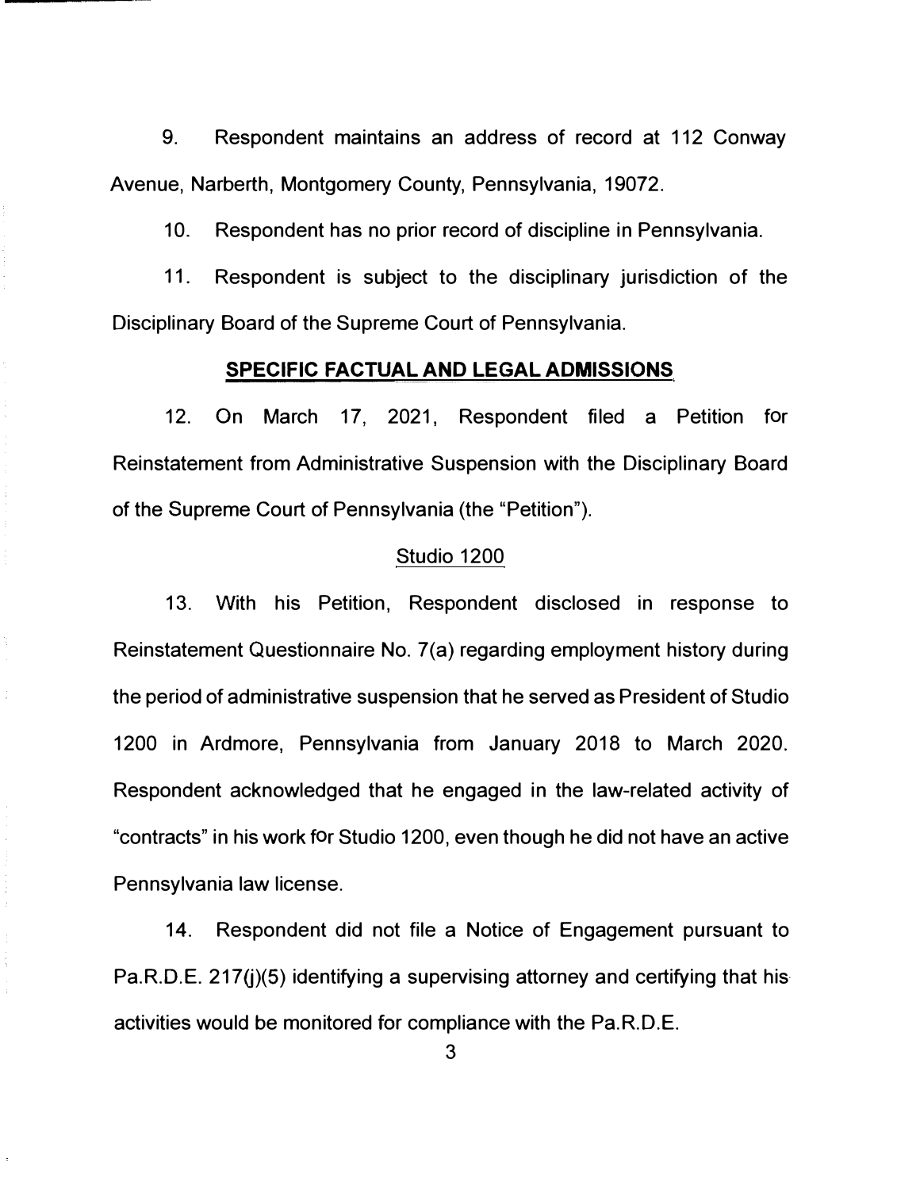9. Respondent maintains an address of record at 112 Conway Avenue, Narberth, Montgomery County, Pennsylvania, 19072.

10. Respondent has no prior record of discipline in Pennsylvania.

11. Respondent is subject to the disciplinary jurisdiction of the Disciplinary Board of the Supreme Court of Pennsylvania.

## SPECIFIC FACTUAL AND LEGAL ADMISSIONS

12. On March 17, 2021, Respondent filed a Petition for Reinstatement from Administrative Suspension with the Disciplinary Board of the Supreme Court of Pennsylvania (the "Petition").

### Studio 1200

13. With his Petition, Respondent disclosed in response to Reinstatement Questionnaire No. 7(a) regarding employment history during the period of administrative suspension that he served as President of Studio 1200 in Ardmore, Pennsylvania from January 2018 to March 2020. Respondent acknowledged that he engaged in the law-related activity of "contracts" in his work for Studio 1200, even though he did not have an active Pennsylvania law license.

14. Respondent did not file a Notice of Engagement pursuant to Pa.R.D.E. 217(j)(5) identifying a supervising attorney and certifying that his activities would be monitored for compliance with the Pa.R.D.E.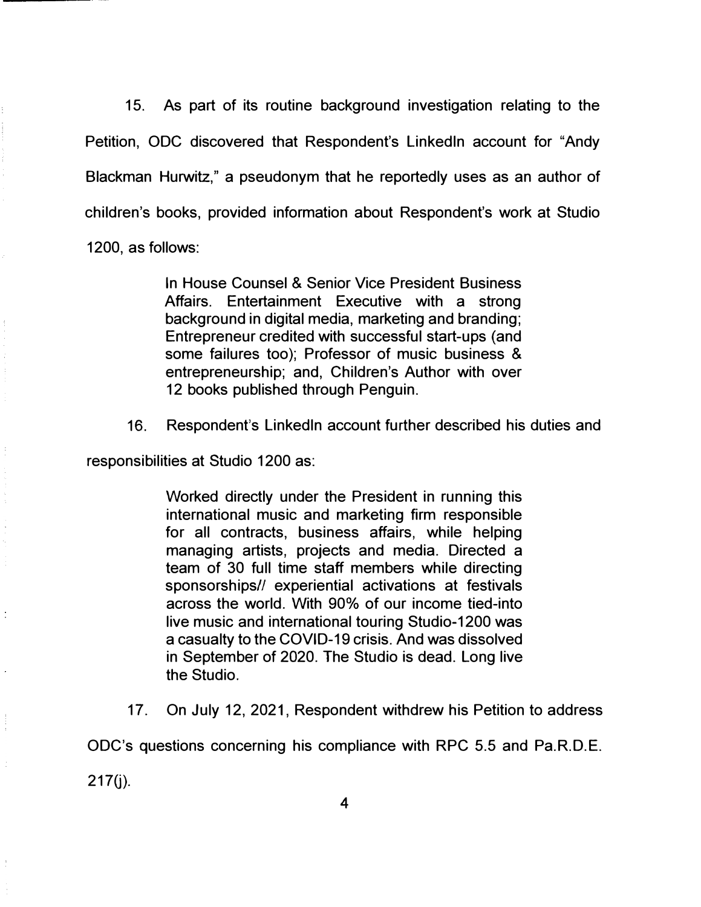15. As part of its routine background investigation relating to the Petition, ODC discovered that Respondent's LinkedIn account for "Andy Blackman Hurwitz," a pseudonym that he reportedly uses as an author of children's books, provided information about Respondent's work at Studio 1200, as follows:

> In House Counsel & Senior Vice President Business Affairs. Entertainment Executive with a strong background in digital media, marketing and branding; Entrepreneur credited with successful start-ups (and some failures too); Professor of music business & entrepreneurship; and, Children's Author with over 12 books published through Penguin.

16. Respondent's LinkedIn account further described his duties and responsibilities at Studio 1200 as:

> Worked directly under the President in running this international music and marketing firm responsible for all contracts, business affairs, while helping managing artists, projects and media. Directed a team of 30 full time staff members while directing sponsorships// experiential activations at festivals across the world. With 90% of our income tied-into live music and international touring Studio-1200 was a casualty to the COVID-19 crisis. And was dissolved in September of 2020. The Studio is dead. Long live the Studio.

17. On July 12, 2021, Respondent withdrew his Petition to address ODC's questions concerning his compliance with RPC 5.5 and Pa.R.D.E. 217(j).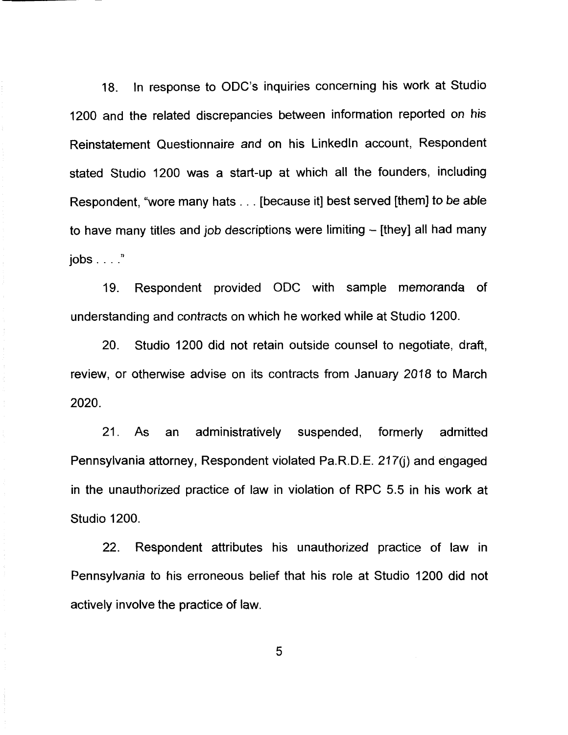18. In response to ODC's inquiries concerning his work at Studio 1200 and the related discrepancies between information reported on his Reinstatement Questionnaire and on his LinkedIn account, Respondent stated Studio 1200 was a start-up at which all the founders, including Respondent, "wore many hats . . . [because it] best served [them] to be able to have many titles and job descriptions were limiting – [they] all had many jobs . . . ."

19. Respondent provided ODC with sample memoranda of understanding and contracts on which he worked while at Studio 1200.

20. Studio 1200 did not retain outside counsel to negotiate, draft, review, or otherwise advise on its contracts from January 2018 to March 2020.

21. As an administratively suspended, formerly admitted Pennsylvania attorney, Respondent violated Pa.R.D.E. 217(j) and engaged in the unauthorized practice of law in violation of RPC 5.5 in his work at Studio 1200.

22. Respondent attributes his unauthorized practice of law in Pennsylvania to his erroneous belief that his role at Studio 1200 did not actively involve the practice of law.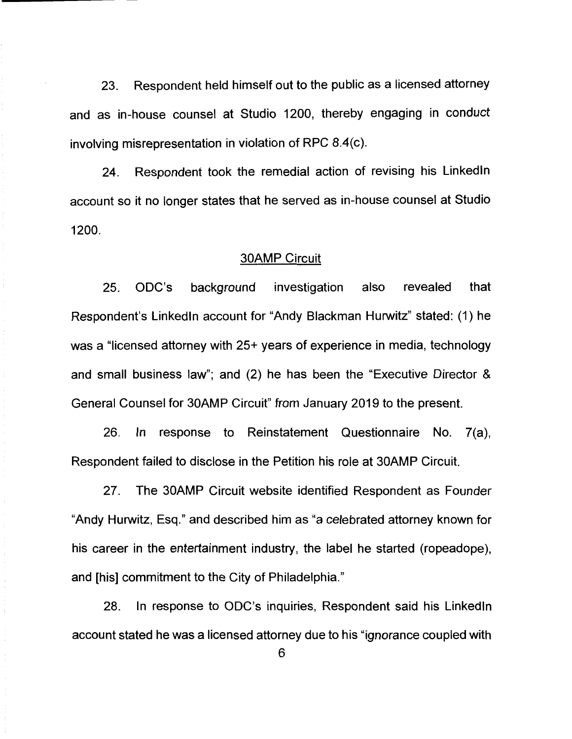23. Respondent held himself out to the public as a licensed attorney and as in-house counsel at Studio 1200, thereby engaging in conduct involving misrepresentation in violation of RPC 8.4(c).

24. Respondent took the remedial action of revising his LinkedIn account so it no longer states that he served as in-house counsel at Studio 1200.

<u>30AMP Circuit</u>

25. ODC's background investigation also revealed that Respondent's LinkedIn account for "Andy Blackman Hurwitz" stated: (1) he was a "licensed attorney with 25+ years of experience in media, technology and small business law"; and (2) he has been the "Executive Director & General Counsel for 30AMP Circuit" from January 2019 to the present.

26. In response to Reinstatement Questionnaire No. 7(a), Respondent failed to disclose in the Petition his role at 30AMP Circuit.

27. The 30AMP Circuit website identified Respondent as Founder "Andy Hurwitz, Esq." and described him as "a celebrated attorney known for his career in the entertainment industry, the label he started (ropeadope), and [his] commitment to the City of Philadelphia."

28. In response to ODC's inquiries, Respondent said his LinkedIn account stated he was a licensed attorney due to his "ignorance coupled with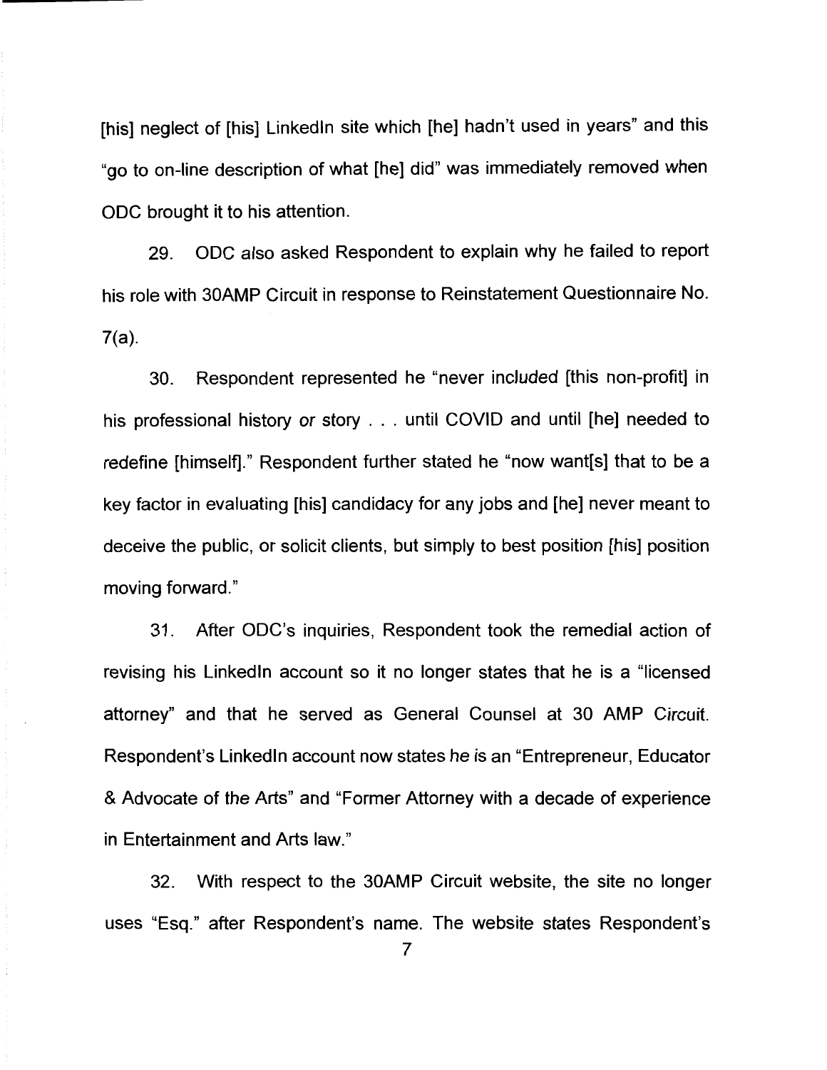[his] neglect of [his] LinkedIn site which [he] hadn't used in years" and this "go to on-line description of what [he] did" was immediately removed when ODC brought it to his attention.

29. ODC also asked Respondent to explain why he failed to report his role with 30AMP Circuit in response to Reinstatement Questionnaire No. 7(a).

30. Respondent represented he "never included [this non-profit] in his professional history or story . . . until COVID and until [he] needed to redefine [himself]." Respondent further stated he "now want[s] that to be a key factor in evaluating [his] candidacy for any jobs and [he] never meant to deceive the public, or solicit clients, but simply to best position [his] position moving forward."

31. After ODC's inquiries, Respondent took the remedial action of revising his LinkedIn account so it no longer states that he is a "licensed attorney" and that he served as General Counsel at 30 AMP Circuit. Respondent's LinkedIn account now states he is an "Entrepreneur, Educator & Advocate of the Arts" and "Former Attorney with a decade of experience in Entertainment and Arts law."

32. With respect to the 30AMP Circuit website, the site no longer uses "Esq." after Respondent's name. The website states Respondent's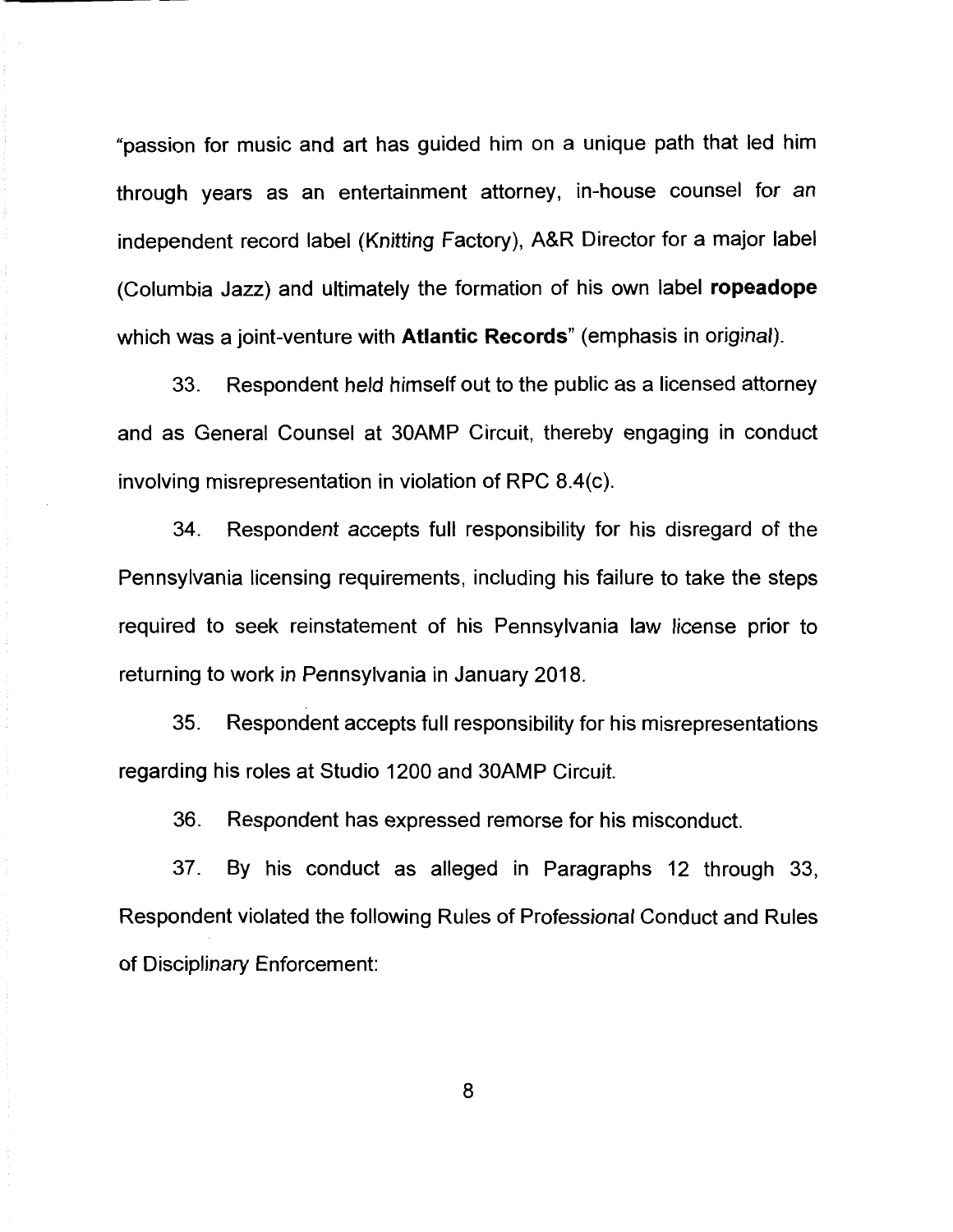"passion for music and art has guided him on a unique path that led him through years as an entertainment attorney, in-house counsel for an independent record label (Knitting Factory), A&R Director for a major label (Columbia Jazz) and ultimately the formation of his own label **ropeadope** which was a joint-venture with **Atlantic Records**" (emphasis in original).

33. Respondent held himself out to the public as a licensed attorney and as General Counsel at 30AMP Circuit, thereby engaging in conduct involving misrepresentation in violation of RPC 8.4(c).

34. Respondent accepts full responsibility for his disregard of the Pennsylvania licensing requirements, including his failure to take the steps required to seek reinstatement of his Pennsylvania law license prior to returning to work in Pennsylvania in January 2018.

35. Respondent accepts full responsibility for his misrepresentations regarding his roles at Studio 1200 and 30AMP Circuit.

36. Respondent has expressed remorse for his misconduct.

37. By his conduct as alleged in Paragraphs 12 through 33, Respondent violated the following Rules of Professional Conduct and Rules of Disciplinary Enforcement: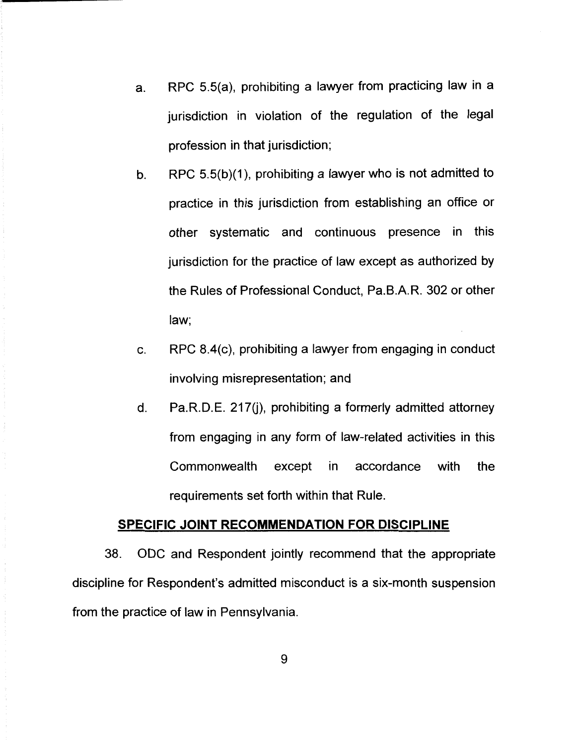a. RPC 5.5(a), prohibiting a lawyer from practicing law in a jurisdiction in violation of the regulation of the legal profession in that jurisdiction;

b. RPC 5.5(b)(1), prohibiting a lawyer who is not admitted to practice in this jurisdiction from establishing an office or other systematic and continuous presence in this jurisdiction for the practice of law except as authorized by the Rules of Professional Conduct, Pa.B.A.R. 302 or other law;

c. RPC 8.4(c), prohibiting a lawyer from engaging in conduct involving misrepresentation; and

d. Pa.R.D.E. 217(j), prohibiting a formerly admitted attorney from engaging in any form of law-related activities in this Commonwealth except in accordance with the requirements set forth within that Rule.

**SPECIFIC JOINT RECOMMENDATION FOR DISCIPLINE**

38. ODC and Respondent jointly recommend that the appropriate discipline for Respondent's admitted misconduct is a six-month suspension from the practice of law in Pennsylvania.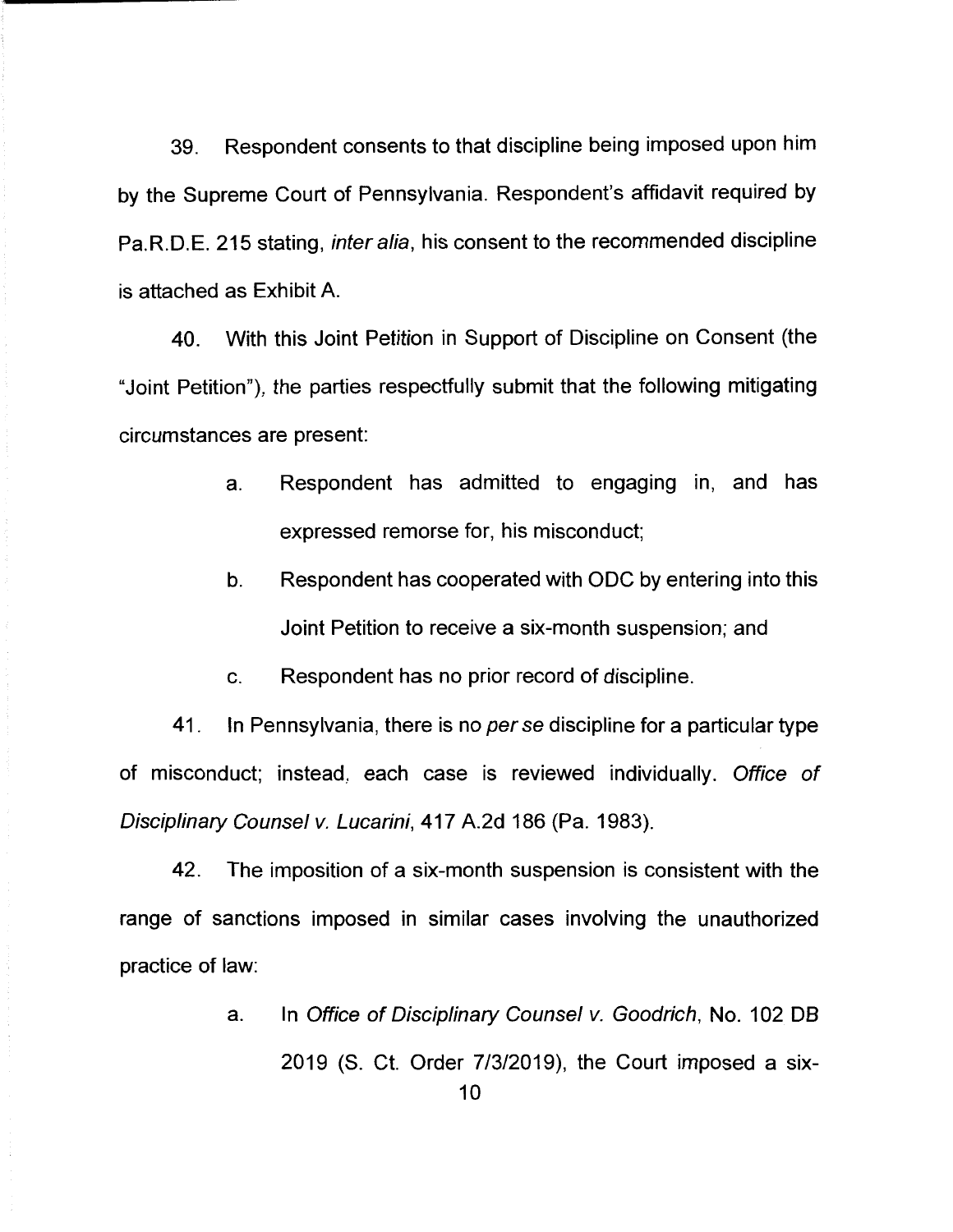39. Respondent consents to that discipline being imposed upon him by the Supreme Court of Pennsylvania. Respondent's affidavit required by Pa.R.D.E. 215 stating, *inter alia*, his consent to the recommended discipline is attached as Exhibit A.

40. With this Joint Petition in Support of Discipline on Consent (the "Joint Petition"), the parties respectfully submit that the following mitigating circumstances are present:

a. Respondent has admitted to engaging in, and has expressed remorse for, his misconduct;

b. Respondent has cooperated with ODC by entering into this Joint Petition to receive a six-month suspension; and

c. Respondent has no prior record of discipline.

41. In Pennsylvania, there is no *per se* discipline for a particular type of misconduct; instead, each case is reviewed individually. *Office of Disciplinary Counsel v. Lucarini*, 417 A.2d 186 (Pa. 1983).

42. The imposition of a six-month suspension is consistent with the range of sanctions imposed in similar cases involving the unauthorized practice of law:

a. In *Office of Disciplinary Counsel v. Goodrich*, No. 102 DB 2019 (S. Ct. Order 7/3/2019), the Court imposed a six-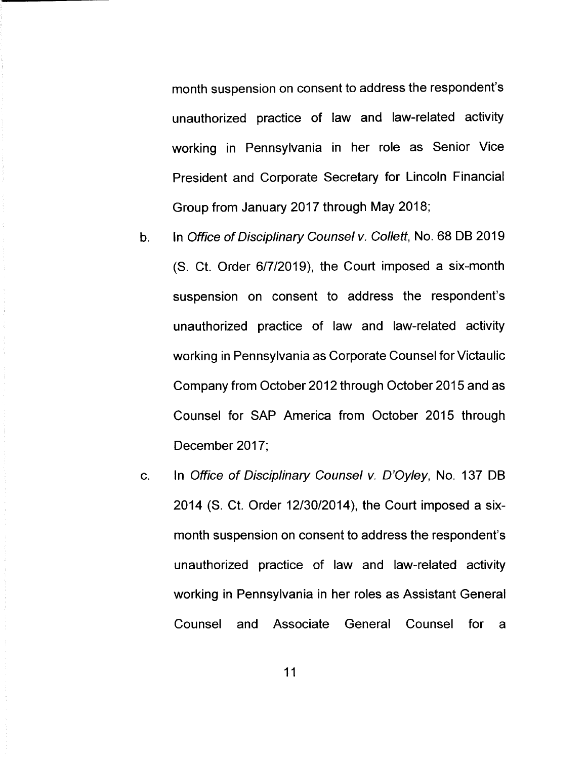month suspension on consent to address the respondent's unauthorized practice of law and law-related activity working in Pennsylvania in her role as Senior Vice President and Corporate Secretary for Lincoln Financial Group from January 2017 through May 2018;

b. In *Office of Disciplinary Counsel v. Collett*, No. 68 DB 2019 (S. Ct. Order 6/7/2019), the Court imposed a six-month suspension on consent to address the respondent's unauthorized practice of law and law-related activity working in Pennsylvania as Corporate Counsel for Victaulic Company from October 2012 through October 2015 and as Counsel for SAP America from October 2015 through December 2017;

c. In *Office of Disciplinary Counsel v. D'Oyley*, No. 137 DB 2014 (S. Ct. Order 12/30/2014), the Court imposed a six-month suspension on consent to address the respondent's unauthorized practice of law and law-related activity working in Pennsylvania in her roles as Assistant General Counsel and Associate General Counsel for a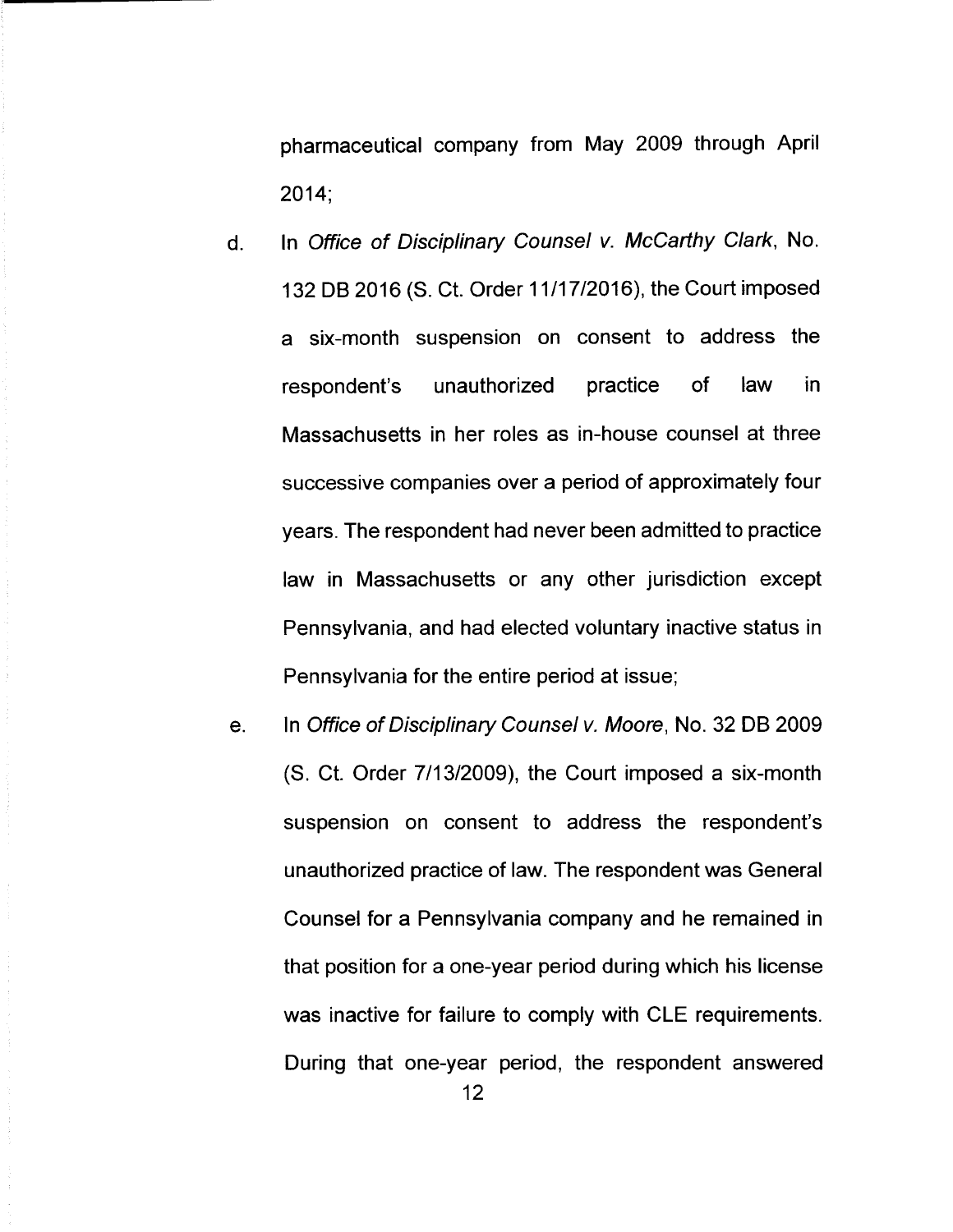pharmaceutical company from May 2009 through April 2014;

d. In *Office of Disciplinary Counsel v. McCarthy Clark*, No. 132 DB 2016 (S. Ct. Order 11/17/2016), the Court imposed a six-month suspension on consent to address the respondent's unauthorized practice of law in Massachusetts in her roles as in-house counsel at three successive companies over a period of approximately four years. The respondent had never been admitted to practice law in Massachusetts or any other jurisdiction except Pennsylvania, and had elected voluntary inactive status in Pennsylvania for the entire period at issue;

e. In *Office of Disciplinary Counsel v. Moore*, No. 32 DB 2009 (S. Ct. Order 7/13/2009), the Court imposed a six-month suspension on consent to address the respondent's unauthorized practice of law. The respondent was General Counsel for a Pennsylvania company and he remained in that position for a one-year period during which his license was inactive for failure to comply with CLE requirements. During that one-year period, the respondent answered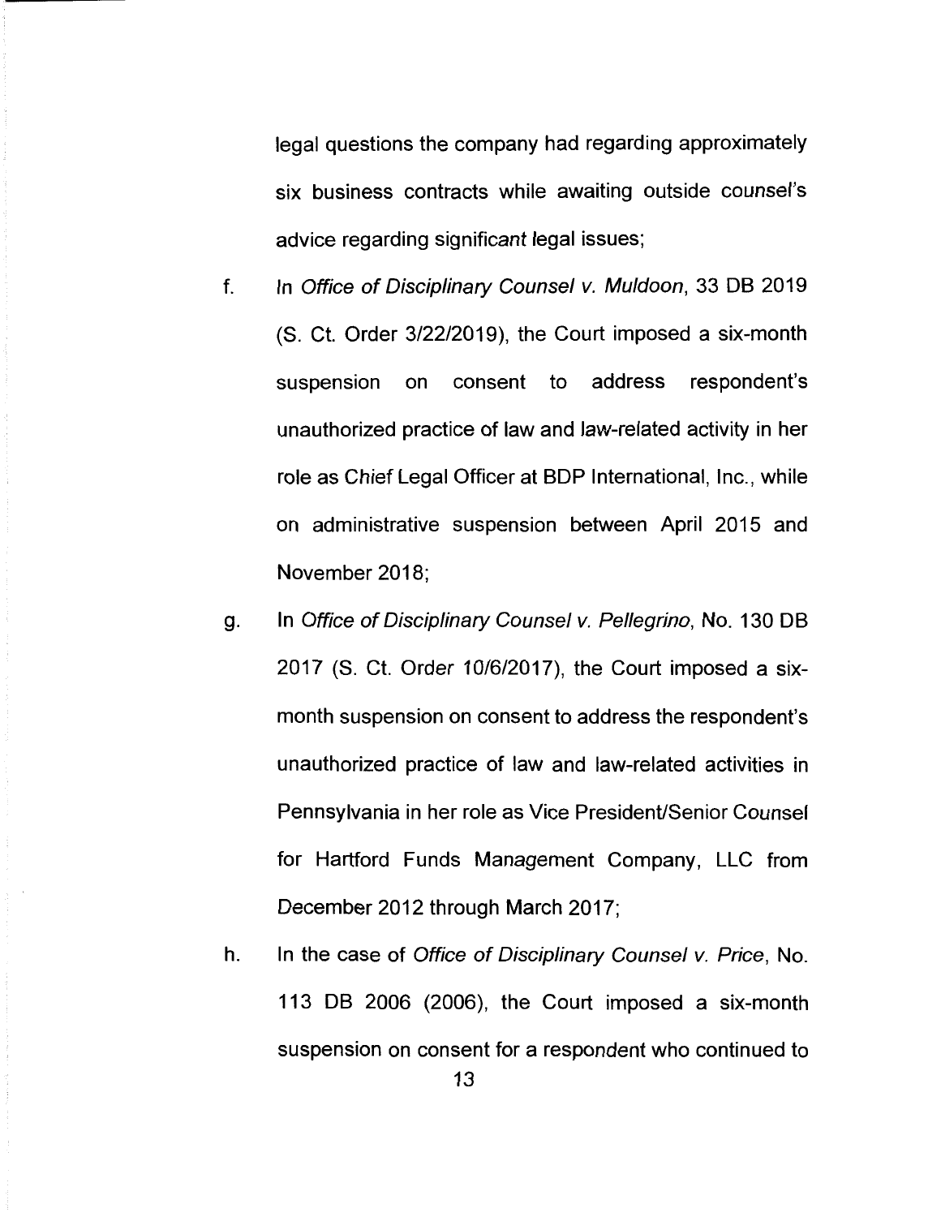legal questions the company had regarding approximately six business contracts while awaiting outside counsel's advice regarding significant legal issues;

f. In *Office of Disciplinary Counsel v. Muldoon*, 33 DB 2019 (S. Ct. Order 3/22/2019), the Court imposed a six-month suspension on consent to address respondent's unauthorized practice of law and law-related activity in her role as Chief Legal Officer at BDP International, Inc., while on administrative suspension between April 2015 and November 2018;

g. In *Office of Disciplinary Counsel v. Pellegrino*, No. 130 DB 2017 (S. Ct. Order 10/6/2017), the Court imposed a six-month suspension on consent to address the respondent's unauthorized practice of law and law-related activities in Pennsylvania in her role as Vice President/Senior Counsel for Hartford Funds Management Company, LLC from December 2012 through March 2017;

h. In the case of *Office of Disciplinary Counsel v. Price*, No. 113 DB 2006 (2006), the Court imposed a six-month suspension on consent for a respondent who continued to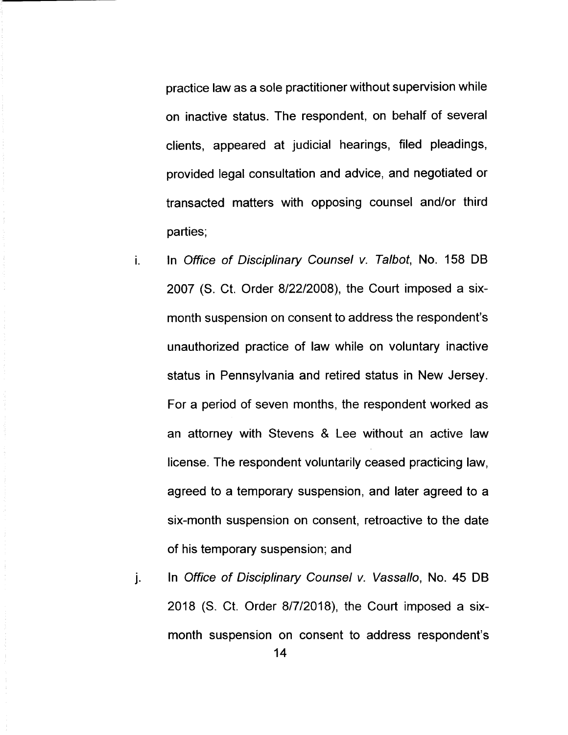practice law as a sole practitioner without supervision while on inactive status. The respondent, on behalf of several clients, appeared at judicial hearings, filed pleadings, provided legal consultation and advice, and negotiated or transacted matters with opposing counsel and/or third parties;

i. In *Office of Disciplinary Counsel v. Talbot*, No. 158 DB 2007 (S. Ct. Order 8/22/2008), the Court imposed a six-month suspension on consent to address the respondent's unauthorized practice of law while on voluntary inactive status in Pennsylvania and retired status in New Jersey. For a period of seven months, the respondent worked as an attorney with Stevens & Lee without an active law license. The respondent voluntarily ceased practicing law, agreed to a temporary suspension, and later agreed to a six-month suspension on consent, retroactive to the date of his temporary suspension; and

j. In *Office of Disciplinary Counsel v. Vassallo*, No. 45 DB 2018 (S. Ct. Order 8/7/2018), the Court imposed a six-month suspension on consent to address respondent's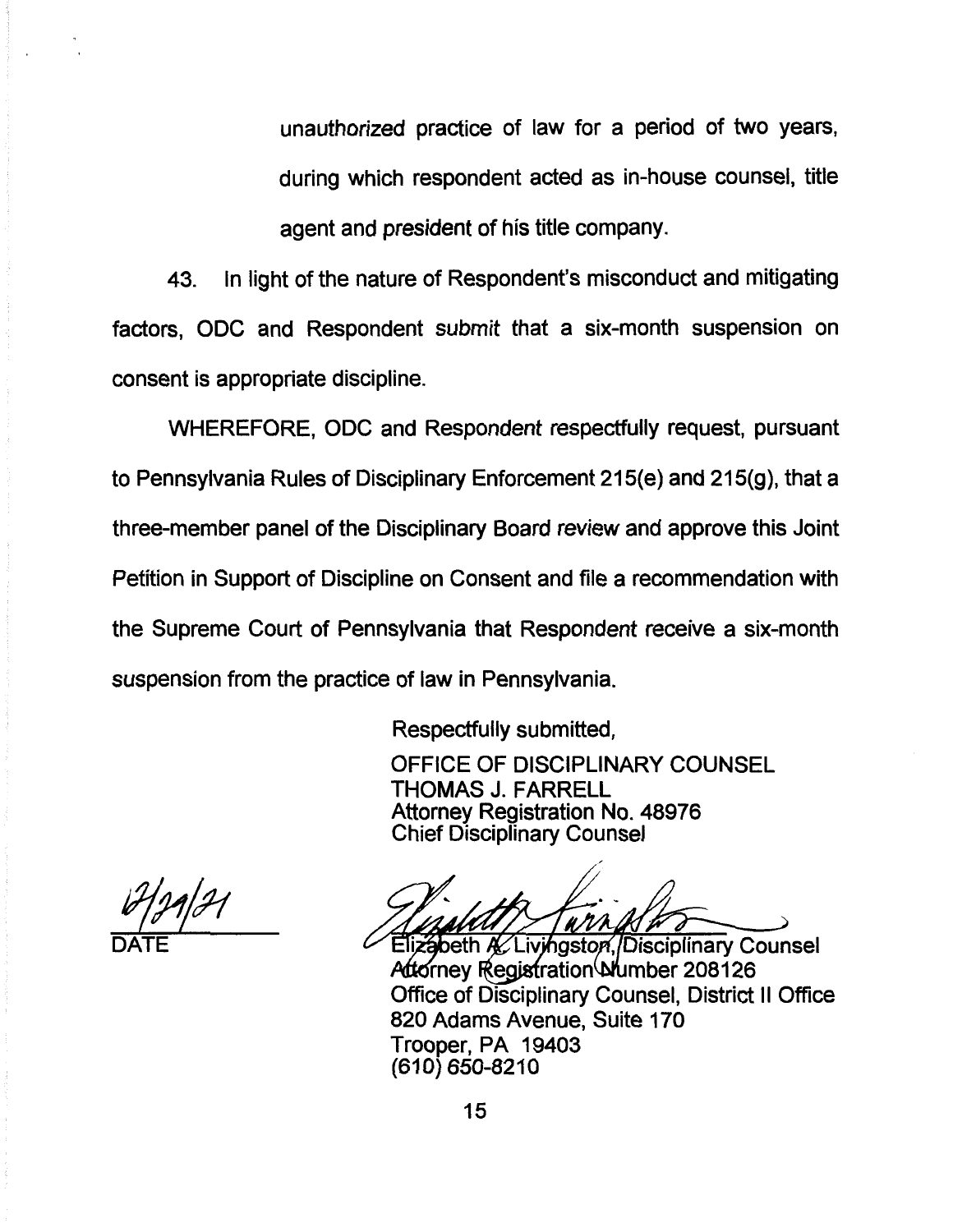unauthorized practice of law for a period of two years, during which respondent acted as in-house counsel, title agent and president of his title company.

43. In light of the nature of Respondent's misconduct and mitigating factors, ODC and Respondent submit that a six-month suspension on consent is appropriate discipline.

WHEREFORE, ODC and Respondent respectfully request, pursuant to Pennsylvania Rules of Disciplinary Enforcement 215(e) and 215(g), that a three-member panel of the Disciplinary Board review and approve this Joint Petition in Support of Discipline on Consent and file a recommendation with the Supreme Court of Pennsylvania that Respondent receive a six-month suspension from the practice of law in Pennsylvania.

Respectfully submitted,

OFFICE OF DISCIPLINARY COUNSEL
THOMAS J. FARRELL
Attorney Registration No. 48976
Chief Disciplinary Counsel

12/29/21
DATE

Elizabeth A. Livingston, Disciplinary Counsel
Attorney Registration Number 208126
Office of Disciplinary Counsel, District II Office
820 Adams Avenue, Suite 170
Trooper, PA 19403
(610) 650-8210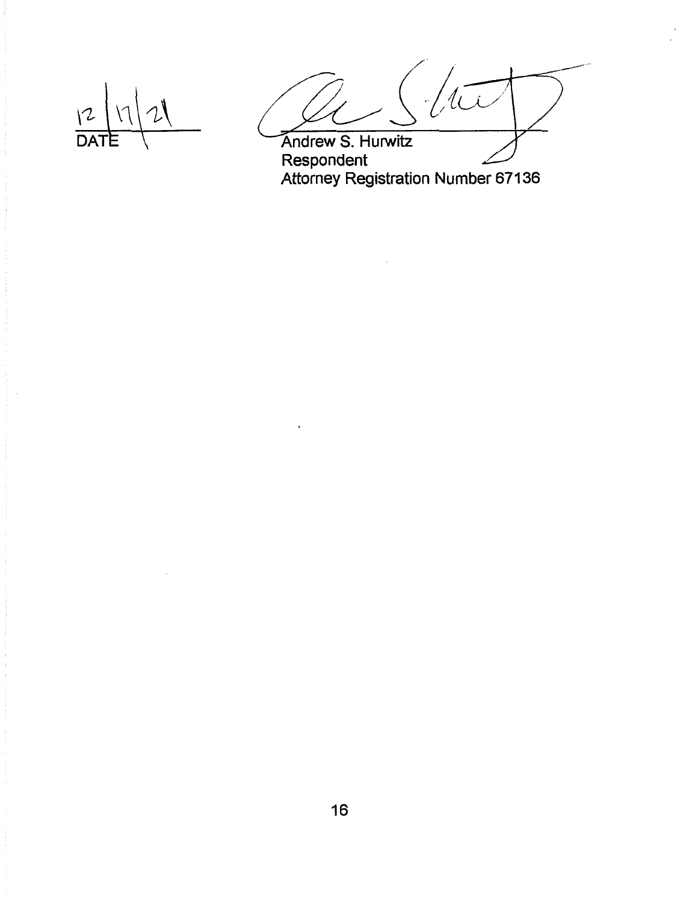12/17/21
DATE

Andrew S. Hurwitz
Respondent
Attorney Registration Number 67136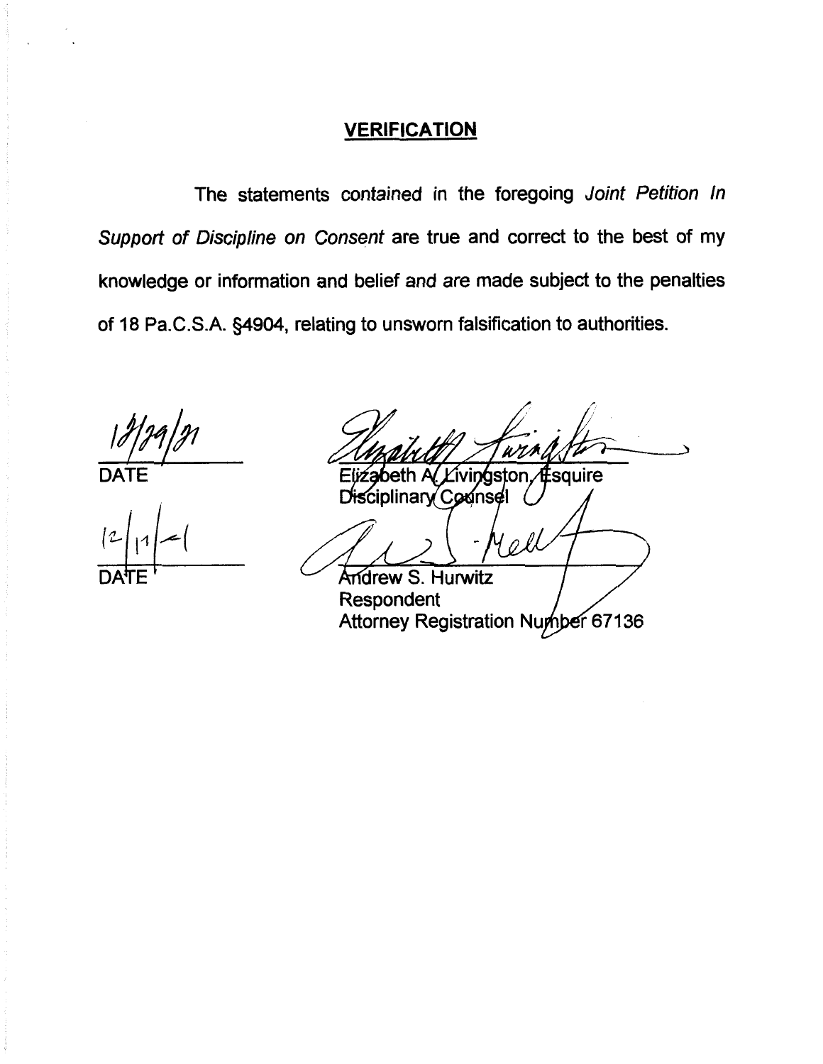## VERIFICATION

The statements contained in the foregoing *Joint Petition In Support of Discipline on Consent* are true and correct to the best of my knowledge or information and belief and are made subject to the penalties of 18 Pa.C.S.A. §4904, relating to unsworn falsification to authorities.

12/29/21
DATE

Elizabeth A. Livingston, Esquire
Disciplinary Counsel

12/1/21
DATE

Andrew S. Hurwitz
Respondent
Attorney Registration Number 67136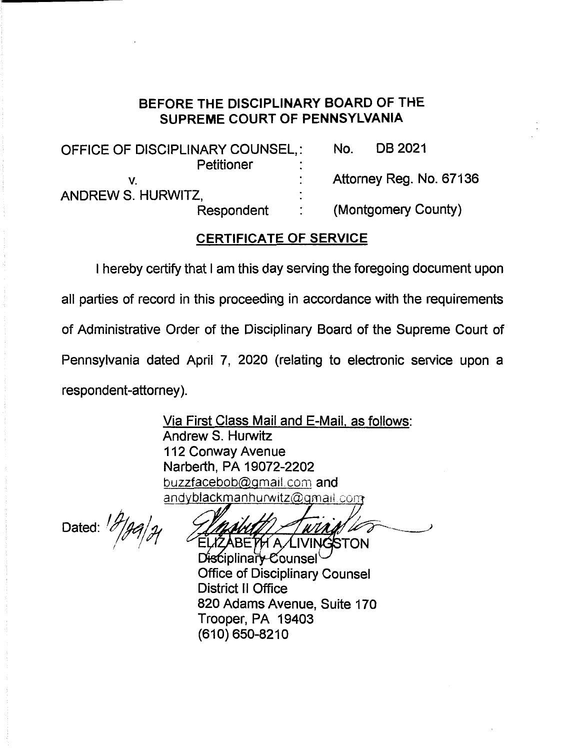## BEFORE THE DISCIPLINARY BOARD OF THE SUPREME COURT OF PENNSYLVANIA

| | | |
|---|---|---|
| OFFICE OF DISCIPLINARY COUNSEL, Petitioner | : | No. DB 2021 |
| v. | : | Attorney Reg. No. 67136 |
| ANDREW S. HURWITZ, Respondent | : | (Montgomery County) |

### CERTIFICATE OF SERVICE

I hereby certify that I am this day serving the foregoing document upon all parties of record in this proceeding in accordance with the requirements of Administrative Order of the Disciplinary Board of the Supreme Court of Pennsylvania dated April 7, 2020 (relating to electronic service upon a respondent-attorney).

Via First Class Mail and E-Mail, as follows:
Andrew S. Hurwitz
112 Conway Avenue
Narberth, PA 19072-2202
buzzfacebob@gmail.com and
andyblackmanhurwitz@gmail.com

Dated: 12/29/21

ELIZABETH A. LIVINGSTON
Disciplinary Counsel
Office of Disciplinary Counsel
District II Office
820 Adams Avenue, Suite 170
Trooper, PA 19403
(610) 650-8210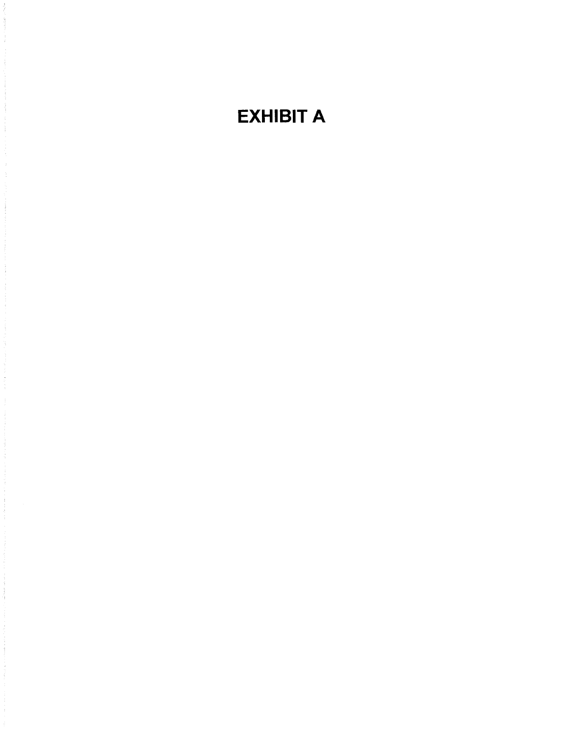# EXHIBIT A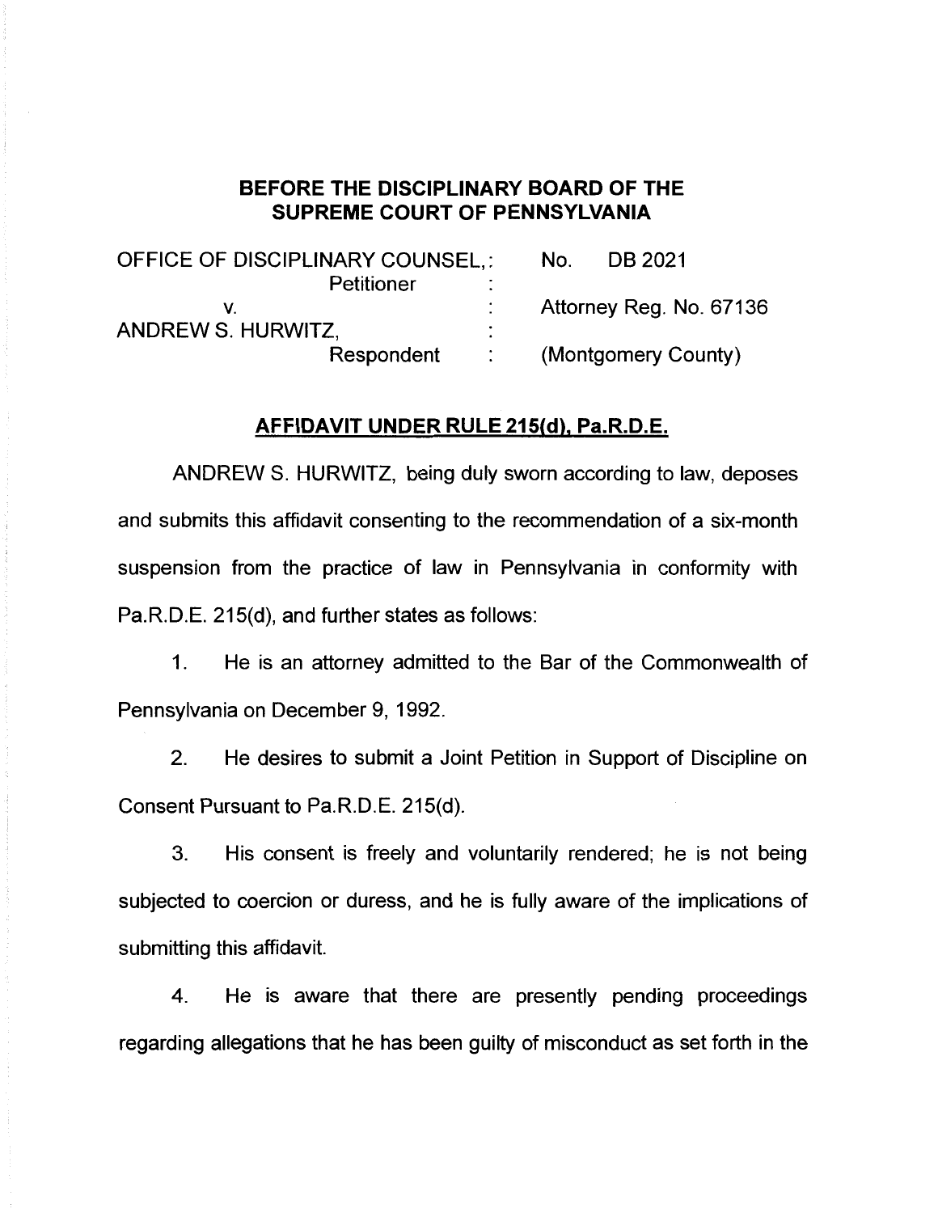**BEFORE THE DISCIPLINARY BOARD OF THE SUPREME COURT OF PENNSYLVANIA**

| | | |
|---|---|---|
| OFFICE OF DISCIPLINARY COUNSEL, Petitioner | : | No. DB 2021 |
| v. | : | Attorney Reg. No. 67136 |
| ANDREW S. HURWITZ, Respondent | : | (Montgomery County) |

**AFFIDAVIT UNDER RULE 215(d), Pa.R.D.E.**

ANDREW S. HURWITZ, being duly sworn according to law, deposes and submits this affidavit consenting to the recommendation of a six-month suspension from the practice of law in Pennsylvania in conformity with Pa.R.D.E. 215(d), and further states as follows:

1. He is an attorney admitted to the Bar of the Commonwealth of Pennsylvania on December 9, 1992.

2. He desires to submit a Joint Petition in Support of Discipline on Consent Pursuant to Pa.R.D.E. 215(d).

3. His consent is freely and voluntarily rendered; he is not being subjected to coercion or duress, and he is fully aware of the implications of submitting this affidavit.

4. He is aware that there are presently pending proceedings regarding allegations that he has been guilty of misconduct as set forth in the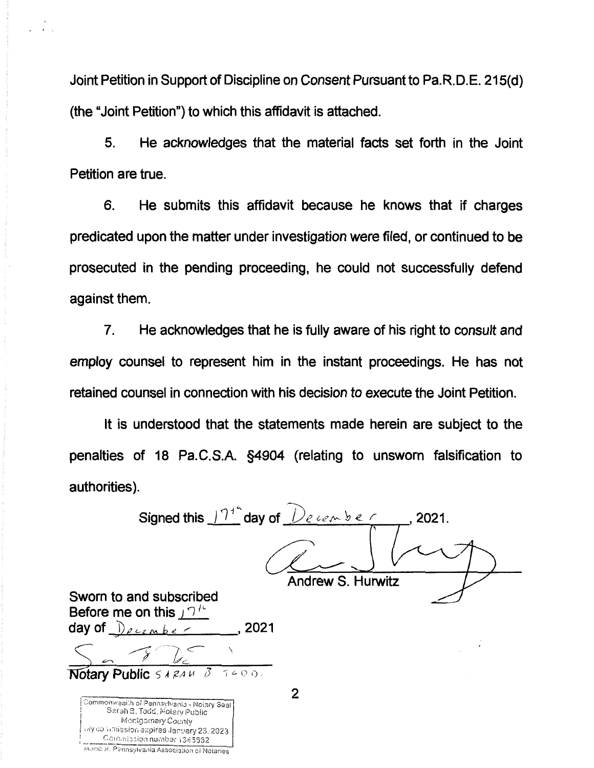Joint Petition in Support of Discipline on Consent Pursuant to Pa.R.D.E. 215(d) (the "Joint Petition") to which this affidavit is attached.

5. He acknowledges that the material facts set forth in the Joint Petition are true.

6. He submits this affidavit because he knows that if charges predicated upon the matter under investigation were filed, or continued to be prosecuted in the pending proceeding, he could not successfully defend against them.

7. He acknowledges that he is fully aware of his right to consult and employ counsel to represent him in the instant proceedings. He has not retained counsel in connection with his decision to execute the Joint Petition.

It is understood that the statements made herein are subject to the penalties of 18 Pa.C.S.A. §4904 (relating to unsworn falsification to authorities).

Signed this 17th day of December, 2021.

Andrew S. Hurwitz

Sworn to and subscribed
Before me on this 17th
day of December, 2021

Notary Public SARAH B. TODD.

Commonwealth of Pennsylvania - Notary Seal
Sarah B. Todd, Notary Public
Montgomery County
My commission expires January 23, 2023
Commission number 1345662
Member, Pennsylvania Association of Notaries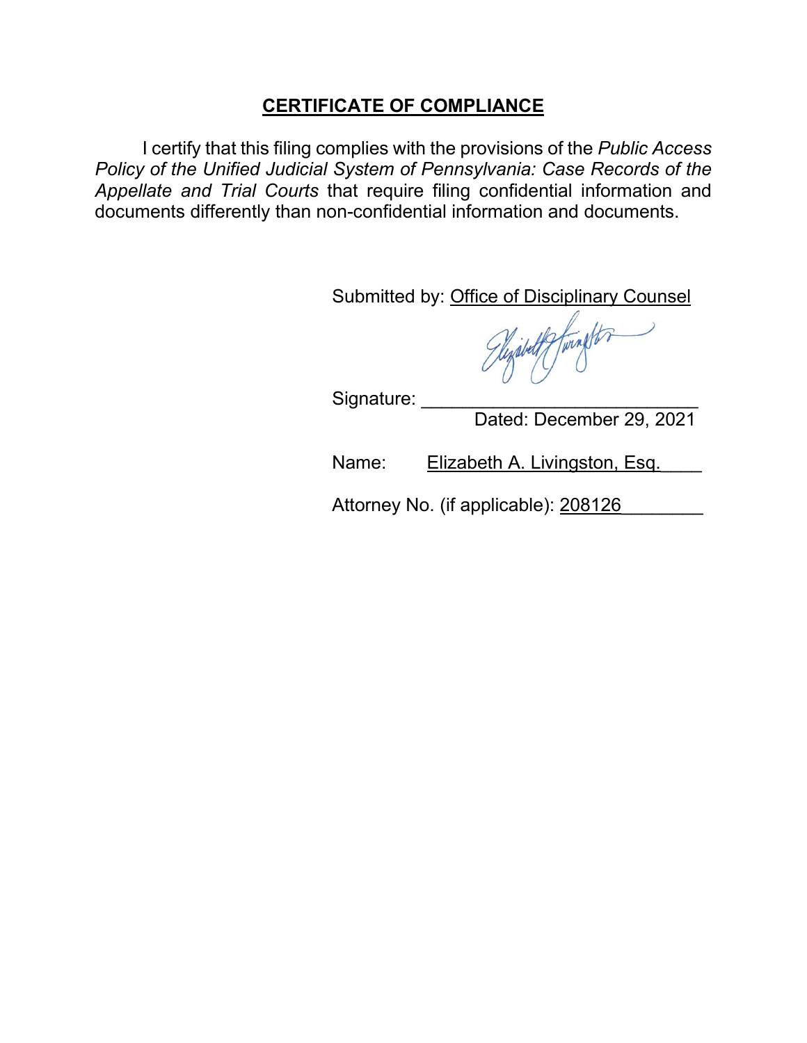## CERTIFICATE OF COMPLIANCE

I certify that this filing complies with the provisions of the *Public Access Policy of the Unified Judicial System of Pennsylvania: Case Records of the Appellate and Trial Courts* that require filing confidential information and documents differently than non-confidential information and documents.

Submitted by: Office of Disciplinary Counsel

Signature: ___________________________

Dated: December 29, 2021

Name: Elizabeth A. Livingston, Esq.____

Attorney No. (if applicable): 208126________